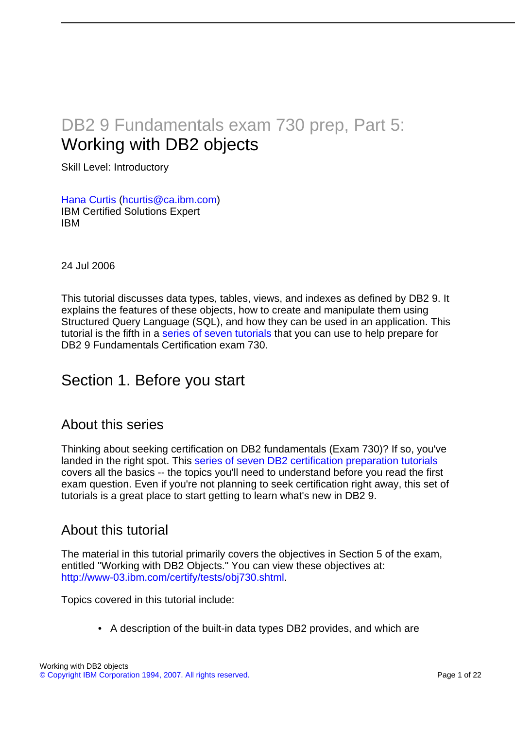# DB2 9 Fundamentals exam 730 prep, Part 5: Working with DB2 objects

Skill Level: Introductory

Hana Curtis (hcurtis@ca.ibm.com)
IBM Certified Solutions Expert
IBM

24 Jul 2006

This tutorial discusses data types, tables, views, and indexes as defined by DB2 9. It explains the features of these objects, how to create and manipulate them using Structured Query Language (SQL), and how they can be used in an application. This tutorial is the fifth in a series of seven tutorials that you can use to help prepare for DB2 9 Fundamentals Certification exam 730.

## Section 1. Before you start

### About this series

Thinking about seeking certification on DB2 fundamentals (Exam 730)? If so, you've landed in the right spot. This series of seven DB2 certification preparation tutorials covers all the basics -- the topics you'll need to understand before you read the first exam question. Even if you're not planning to seek certification right away, this set of tutorials is a great place to start getting to learn what's new in DB2 9.

### About this tutorial

The material in this tutorial primarily covers the objectives in Section 5 of the exam, entitled "Working with DB2 Objects." You can view these objectives at: http://www-03.ibm.com/certify/tests/obj730.shtml.

Topics covered in this tutorial include:

- A description of the built-in data types DB2 provides, and which are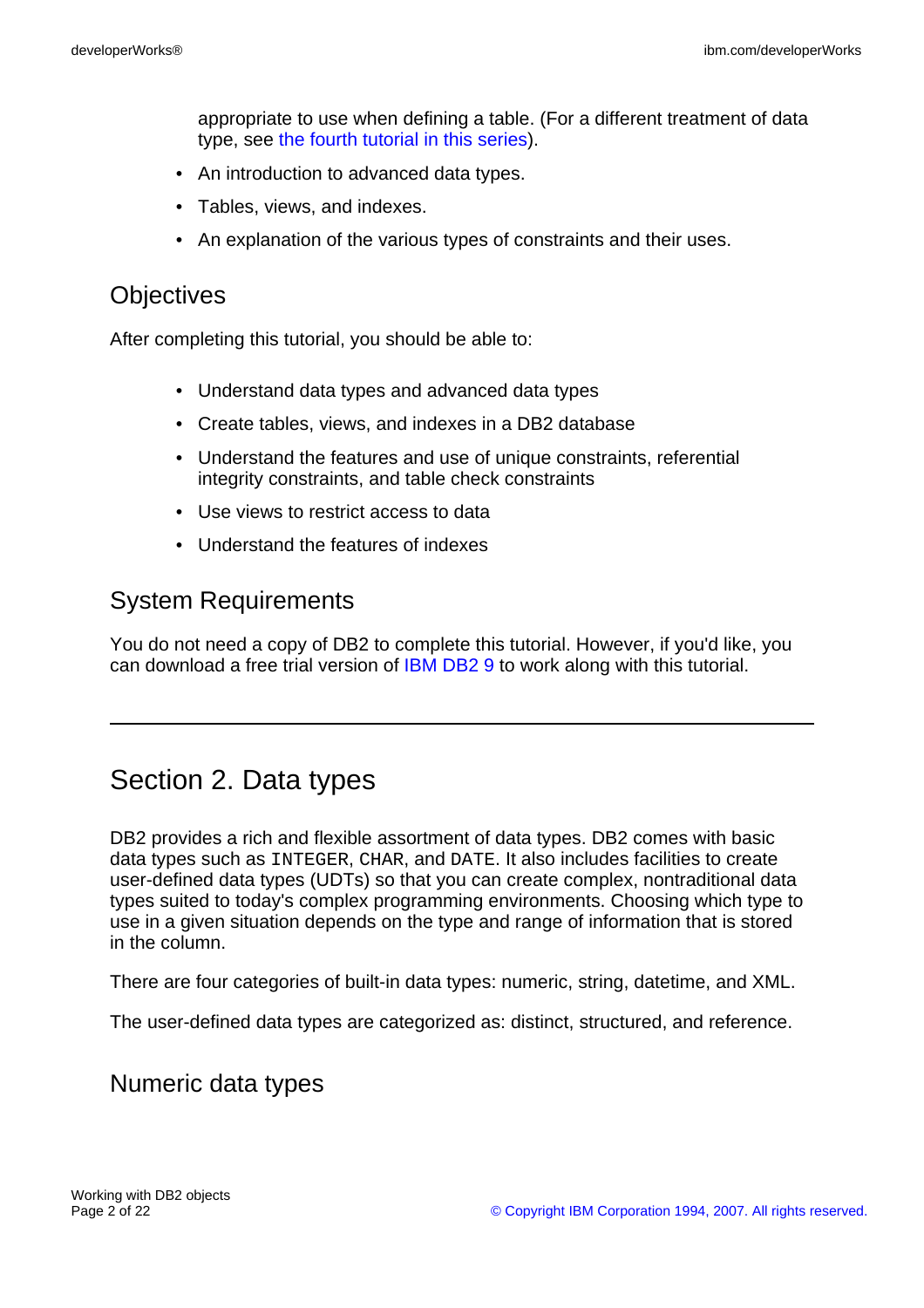appropriate to use when defining a table. (For a different treatment of data type, see the fourth tutorial in this series).

- An introduction to advanced data types.
- Tables, views, and indexes.
- An explanation of the various types of constraints and their uses.

## Objectives

After completing this tutorial, you should be able to:

- Understand data types and advanced data types
- Create tables, views, and indexes in a DB2 database
- Understand the features and use of unique constraints, referential integrity constraints, and table check constraints
- Use views to restrict access to data
- Understand the features of indexes

## System Requirements

You do not need a copy of DB2 to complete this tutorial. However, if you'd like, you can download a free trial version of IBM DB2 9 to work along with this tutorial.

---

# Section 2. Data types

DB2 provides a rich and flexible assortment of data types. DB2 comes with basic data types such as `INTEGER`, `CHAR`, and `DATE`. It also includes facilities to create user-defined data types (UDTs) so that you can create complex, nontraditional data types suited to today's complex programming environments. Choosing which type to use in a given situation depends on the type and range of information that is stored in the column.

There are four categories of built-in data types: numeric, string, datetime, and XML.

The user-defined data types are categorized as: distinct, structured, and reference.

## Numeric data types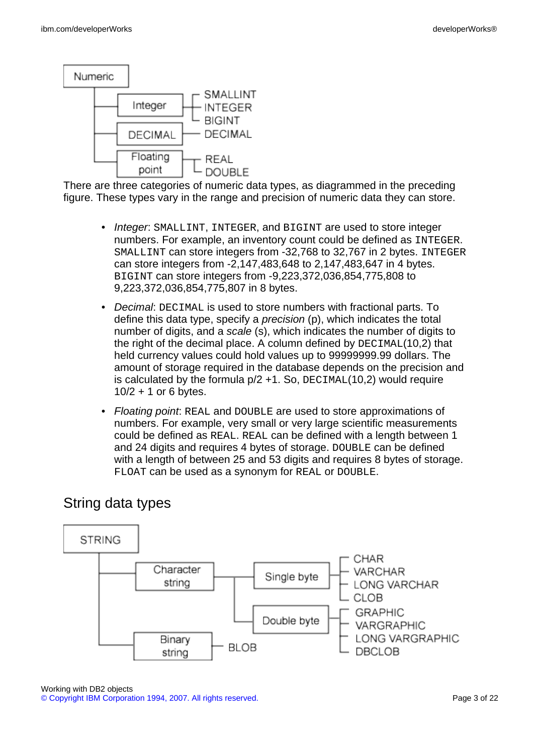Numeric

- Integer: SMALLINT, INTEGER, BIGINT
- DECIMAL: DECIMAL
- Floating point: REAL, DOUBLE

There are three categories of numeric data types, as diagrammed in the preceding figure. These types vary in the range and precision of numeric data they can store.

- *Integer*: `SMALLINT`, `INTEGER`, and `BIGINT` are used to store integer numbers. For example, an inventory count could be defined as `INTEGER`. `SMALLINT` can store integers from -32,768 to 32,767 in 2 bytes. `INTEGER` can store integers from -2,147,483,648 to 2,147,483,647 in 4 bytes. `BIGINT` can store integers from -9,223,372,036,854,775,808 to 9,223,372,036,854,775,807 in 8 bytes.
- *Decimal*: `DECIMAL` is used to store numbers with fractional parts. To define this data type, specify a *precision* (p), which indicates the total number of digits, and a *scale* (s), which indicates the number of digits to the right of the decimal place. A column defined by `DECIMAL`(10,2) that held currency values could hold values up to 99999999.99 dollars. The amount of storage required in the database depends on the precision and is calculated by the formula p/2 +1. So, `DECIMAL`(10,2) would require 10/2 + 1 or 6 bytes.
- *Floating point*: `REAL` and `DOUBLE` are used to store approximations of numbers. For example, very small or very large scientific measurements could be defined as `REAL`. `REAL` can be defined with a length between 1 and 24 digits and requires 4 bytes of storage. `DOUBLE` can be defined with a length of between 25 and 53 digits and requires 8 bytes of storage. `FLOAT` can be used as a synonym for `REAL` or `DOUBLE`.

## String data types

STRING

- Character string
  - Single byte: CHAR, VARCHAR, LONG VARCHAR, CLOB
  - Double byte: GRAPHIC, VARGRAPHIC, LONG VARGRAPHIC, DBCLOB
- Binary string: BLOB

Working with DB2 objects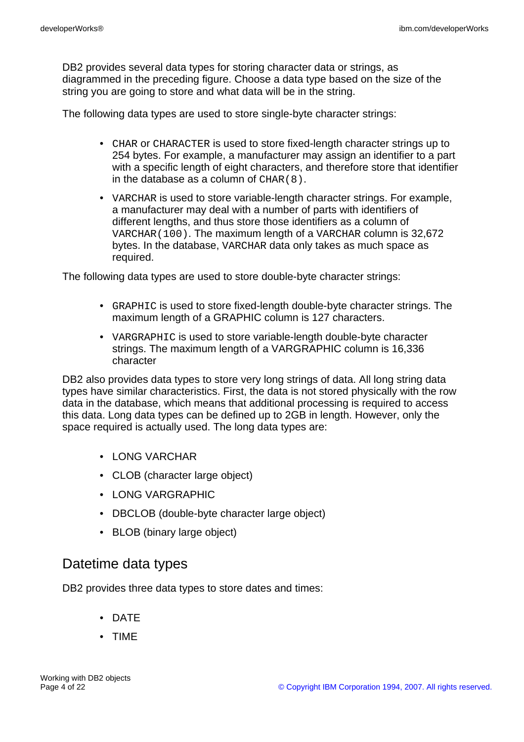DB2 provides several data types for storing character data or strings, as diagrammed in the preceding figure. Choose a data type based on the size of the string you are going to store and what data will be in the string.

The following data types are used to store single-byte character strings:

- `CHAR` or `CHARACTER` is used to store fixed-length character strings up to 254 bytes. For example, a manufacturer may assign an identifier to a part with a specific length of eight characters, and therefore store that identifier in the database as a column of `CHAR(8)`.
- `VARCHAR` is used to store variable-length character strings. For example, a manufacturer may deal with a number of parts with identifiers of different lengths, and thus store those identifiers as a column of `VARCHAR(100)`. The maximum length of a `VARCHAR` column is 32,672 bytes. In the database, `VARCHAR` data only takes as much space as required.

The following data types are used to store double-byte character strings:

- `GRAPHIC` is used to store fixed-length double-byte character strings. The maximum length of a GRAPHIC column is 127 characters.
- `VARGRAPHIC` is used to store variable-length double-byte character strings. The maximum length of a VARGRAPHIC column is 16,336 character

DB2 also provides data types to store very long strings of data. All long string data types have similar characteristics. First, the data is not stored physically with the row data in the database, which means that additional processing is required to access this data. Long data types can be defined up to 2GB in length. However, only the space required is actually used. The long data types are:

- LONG VARCHAR
- CLOB (character large object)
- LONG VARGRAPHIC
- DBCLOB (double-byte character large object)
- BLOB (binary large object)

## Datetime data types

DB2 provides three data types to store dates and times:

- DATE
- TIME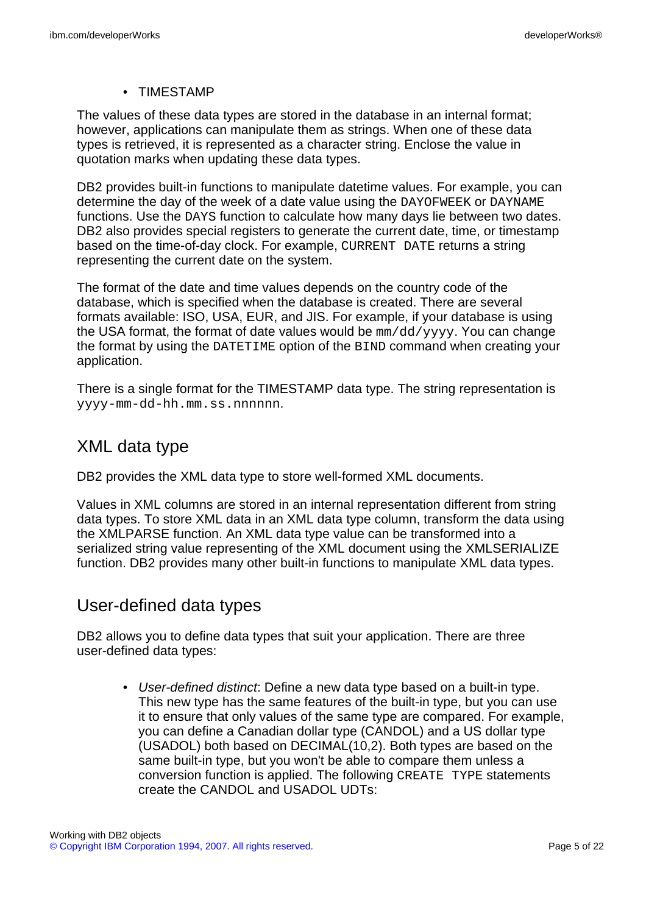- TIMESTAMP

The values of these data types are stored in the database in an internal format; however, applications can manipulate them as strings. When one of these data types is retrieved, it is represented as a character string. Enclose the value in quotation marks when updating these data types.

DB2 provides built-in functions to manipulate datetime values. For example, you can determine the day of the week of a date value using the `DAYOFWEEK` or `DAYNAME` functions. Use the `DAYS` function to calculate how many days lie between two dates. DB2 also provides special registers to generate the current date, time, or timestamp based on the time-of-day clock. For example, `CURRENT DATE` returns a string representing the current date on the system.

The format of the date and time values depends on the country code of the database, which is specified when the database is created. There are several formats available: ISO, USA, EUR, and JIS. For example, if your database is using the USA format, the format of date values would be `mm/dd/yyyy`. You can change the format by using the `DATETIME` option of the `BIND` command when creating your application.

There is a single format for the TIMESTAMP data type. The string representation is `yyyy-mm-dd-hh.mm.ss.nnnnnn`.

## XML data type

DB2 provides the XML data type to store well-formed XML documents.

Values in XML columns are stored in an internal representation different from string data types. To store XML data in an XML data type column, transform the data using the XMLPARSE function. An XML data type value can be transformed into a serialized string value representing of the XML document using the XMLSERIALIZE function. DB2 provides many other built-in functions to manipulate XML data types.

## User-defined data types

DB2 allows you to define data types that suit your application. There are three user-defined data types:

- *User-defined distinct*: Define a new data type based on a built-in type. This new type has the same features of the built-in type, but you can use it to ensure that only values of the same type are compared. For example, you can define a Canadian dollar type (CANDOL) and a US dollar type (USADOL) both based on DECIMAL(10,2). Both types are based on the same built-in type, but you won't be able to compare them unless a conversion function is applied. The following `CREATE TYPE` statements create the CANDOL and USADOL UDTs: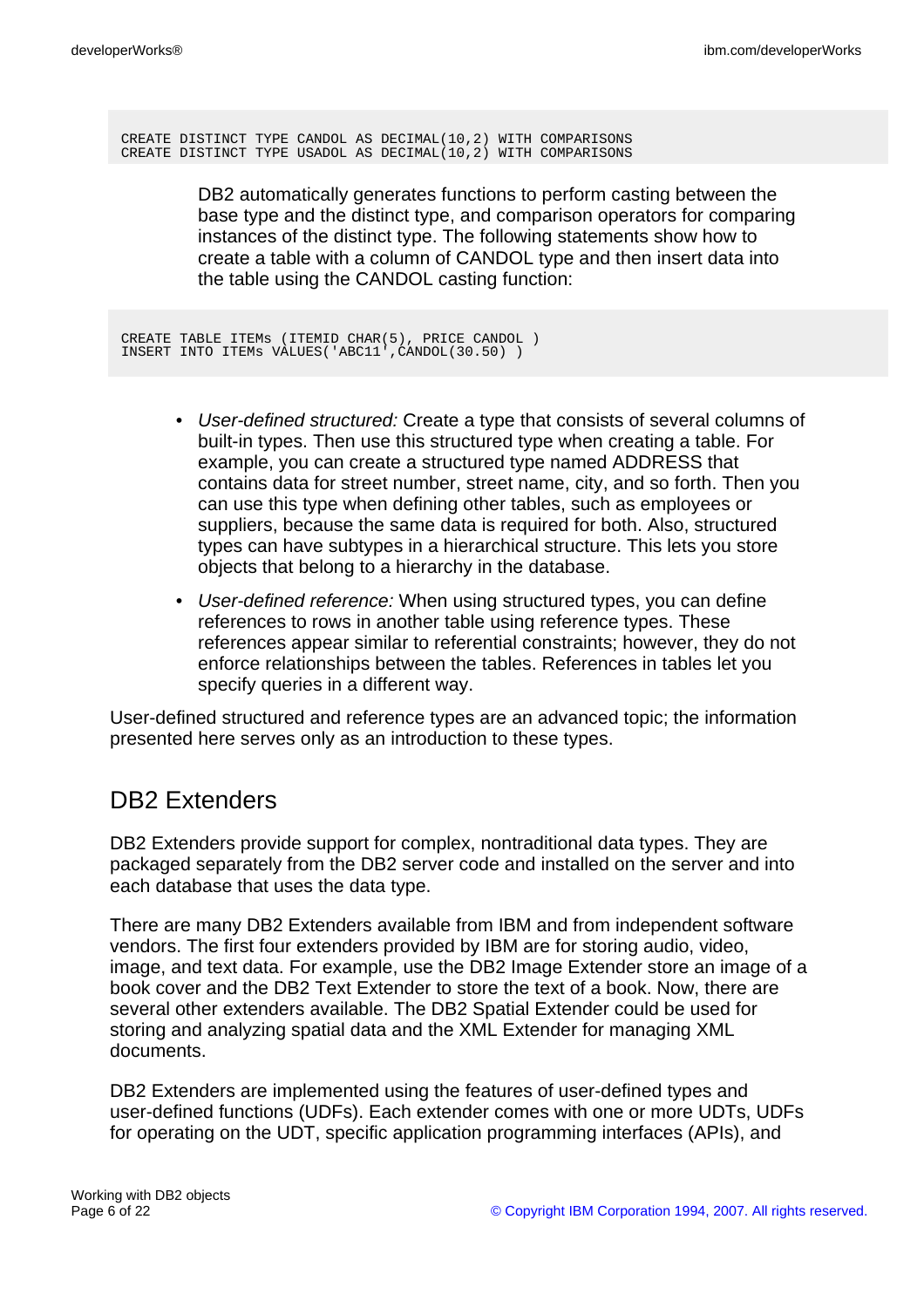```
CREATE DISTINCT TYPE CANDOL AS DECIMAL(10,2) WITH COMPARISONS
CREATE DISTINCT TYPE USADOL AS DECIMAL(10,2) WITH COMPARISONS
```

DB2 automatically generates functions to perform casting between the base type and the distinct type, and comparison operators for comparing instances of the distinct type. The following statements show how to create a table with a column of CANDOL type and then insert data into the table using the CANDOL casting function:

```
CREATE TABLE ITEMs (ITEMID CHAR(5), PRICE CANDOL )
INSERT INTO ITEMs VALUES('ABC11',CANDOL(30.50) )
```

- *User-defined structured:* Create a type that consists of several columns of built-in types. Then use this structured type when creating a table. For example, you can create a structured type named ADDRESS that contains data for street number, street name, city, and so forth. Then you can use this type when defining other tables, such as employees or suppliers, because the same data is required for both. Also, structured types can have subtypes in a hierarchical structure. This lets you store objects that belong to a hierarchy in the database.
- *User-defined reference:* When using structured types, you can define references to rows in another table using reference types. These references appear similar to referential constraints; however, they do not enforce relationships between the tables. References in tables let you specify queries in a different way.

User-defined structured and reference types are an advanced topic; the information presented here serves only as an introduction to these types.

## DB2 Extenders

DB2 Extenders provide support for complex, nontraditional data types. They are packaged separately from the DB2 server code and installed on the server and into each database that uses the data type.

There are many DB2 Extenders available from IBM and from independent software vendors. The first four extenders provided by IBM are for storing audio, video, image, and text data. For example, use the DB2 Image Extender store an image of a book cover and the DB2 Text Extender to store the text of a book. Now, there are several other extenders available. The DB2 Spatial Extender could be used for storing and analyzing spatial data and the XML Extender for managing XML documents.

DB2 Extenders are implemented using the features of user-defined types and user-defined functions (UDFs). Each extender comes with one or more UDTs, UDFs for operating on the UDT, specific application programming interfaces (APIs), and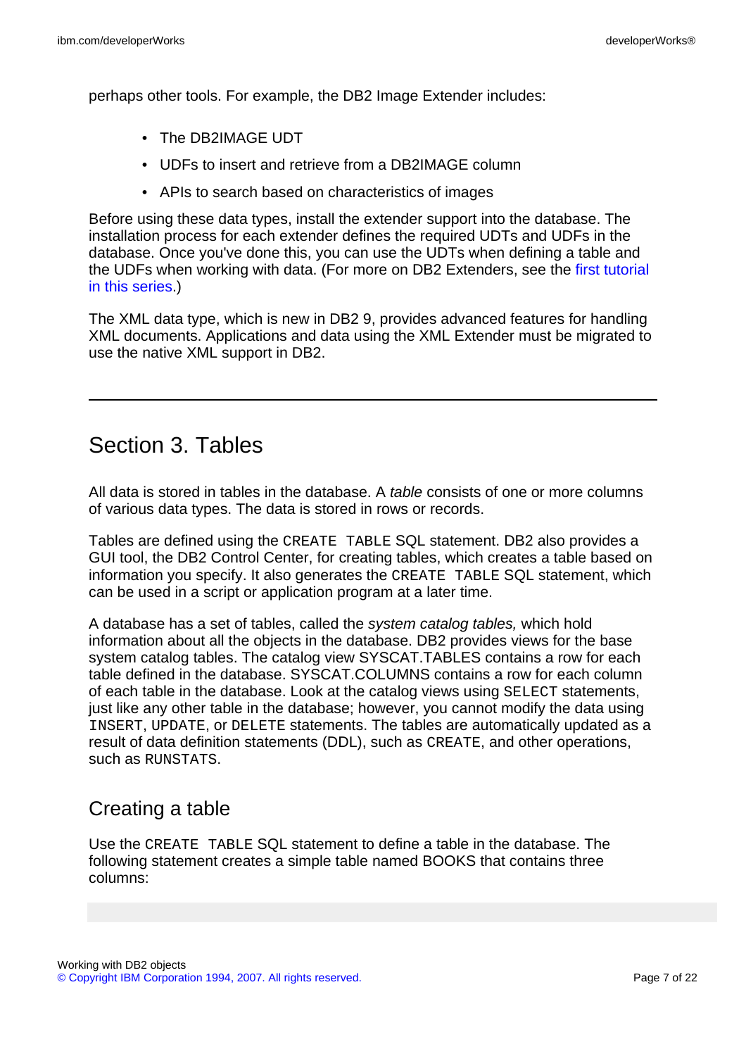perhaps other tools. For example, the DB2 Image Extender includes:

- The DB2IMAGE UDT
- UDFs to insert and retrieve from a DB2IMAGE column
- APIs to search based on characteristics of images

Before using these data types, install the extender support into the database. The installation process for each extender defines the required UDTs and UDFs in the database. Once you've done this, you can use the UDTs when defining a table and the UDFs when working with data. (For more on DB2 Extenders, see the first tutorial in this series.)

The XML data type, which is new in DB2 9, provides advanced features for handling XML documents. Applications and data using the XML Extender must be migrated to use the native XML support in DB2.

---

# Section 3. Tables

All data is stored in tables in the database. A *table* consists of one or more columns of various data types. The data is stored in rows or records.

Tables are defined using the `CREATE TABLE` SQL statement. DB2 also provides a GUI tool, the DB2 Control Center, for creating tables, which creates a table based on information you specify. It also generates the `CREATE TABLE` SQL statement, which can be used in a script or application program at a later time.

A database has a set of tables, called the *system catalog tables,* which hold information about all the objects in the database. DB2 provides views for the base system catalog tables. The catalog view SYSCAT.TABLES contains a row for each table defined in the database. SYSCAT.COLUMNS contains a row for each column of each table in the database. Look at the catalog views using `SELECT` statements, just like any other table in the database; however, you cannot modify the data using `INSERT`, `UPDATE`, or `DELETE` statements. The tables are automatically updated as a result of data definition statements (DDL), such as `CREATE`, and other operations, such as `RUNSTATS`.

## Creating a table

Use the `CREATE TABLE` SQL statement to define a table in the database. The following statement creates a simple table named BOOKS that contains three columns: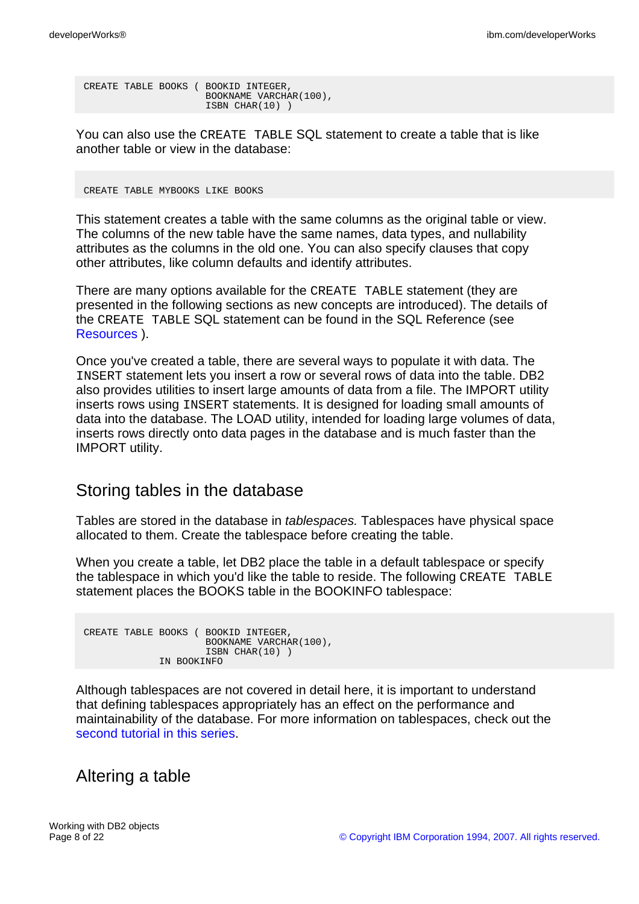```
CREATE TABLE BOOKS ( BOOKID INTEGER,
                     BOOKNAME VARCHAR(100),
                     ISBN CHAR(10) )
```

You can also use the `CREATE TABLE` SQL statement to create a table that is like another table or view in the database:

```
CREATE TABLE MYBOOKS LIKE BOOKS
```

This statement creates a table with the same columns as the original table or view. The columns of the new table have the same names, data types, and nullability attributes as the columns in the old one. You can also specify clauses that copy other attributes, like column defaults and identify attributes.

There are many options available for the `CREATE TABLE` statement (they are presented in the following sections as new concepts are introduced). The details of the `CREATE TABLE` SQL statement can be found in the SQL Reference (see Resources ).

Once you've created a table, there are several ways to populate it with data. The `INSERT` statement lets you insert a row or several rows of data into the table. DB2 also provides utilities to insert large amounts of data from a file. The IMPORT utility inserts rows using `INSERT` statements. It is designed for loading small amounts of data into the database. The LOAD utility, intended for loading large volumes of data, inserts rows directly onto data pages in the database and is much faster than the IMPORT utility.

## Storing tables in the database

Tables are stored in the database in *tablespaces.* Tablespaces have physical space allocated to them. Create the tablespace before creating the table.

When you create a table, let DB2 place the table in a default tablespace or specify the tablespace in which you'd like the table to reside. The following `CREATE TABLE` statement places the BOOKS table in the BOOKINFO tablespace:

```
CREATE TABLE BOOKS ( BOOKID INTEGER,
                     BOOKNAME VARCHAR(100),
                     ISBN CHAR(10) )
             IN BOOKINFO
```

Although tablespaces are not covered in detail here, it is important to understand that defining tablespaces appropriately has an effect on the performance and maintainability of the database. For more information on tablespaces, check out the second tutorial in this series.

## Altering a table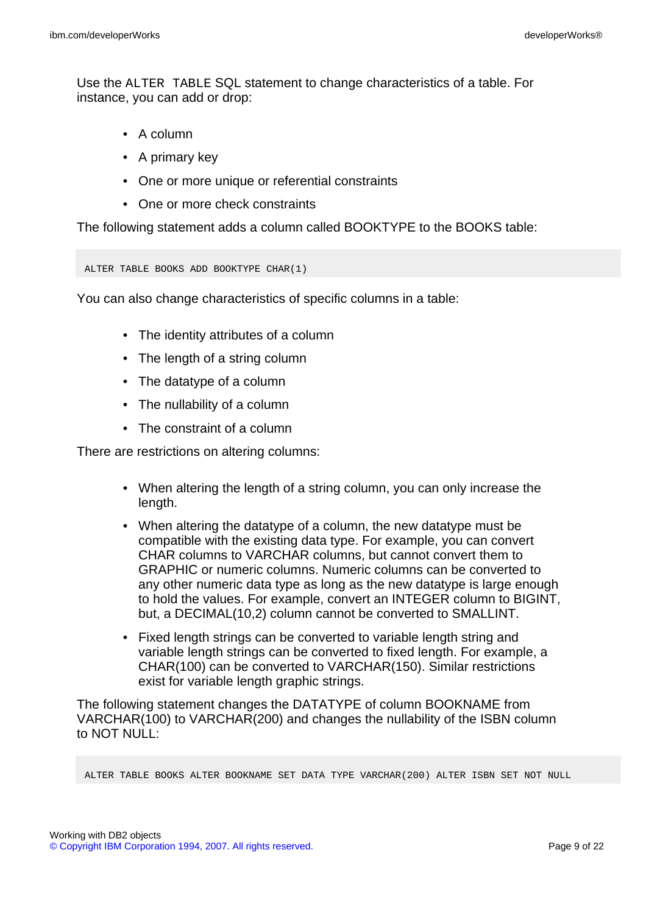Use the `ALTER TABLE` SQL statement to change characteristics of a table. For instance, you can add or drop:

- A column
- A primary key
- One or more unique or referential constraints
- One or more check constraints

The following statement adds a column called BOOKTYPE to the BOOKS table:

```
ALTER TABLE BOOKS ADD BOOKTYPE CHAR(1)
```

You can also change characteristics of specific columns in a table:

- The identity attributes of a column
- The length of a string column
- The datatype of a column
- The nullability of a column
- The constraint of a column

There are restrictions on altering columns:

- When altering the length of a string column, you can only increase the length.
- When altering the datatype of a column, the new datatype must be compatible with the existing data type. For example, you can convert CHAR columns to VARCHAR columns, but cannot convert them to GRAPHIC or numeric columns. Numeric columns can be converted to any other numeric data type as long as the new datatype is large enough to hold the values. For example, convert an INTEGER column to BIGINT, but, a DECIMAL(10,2) column cannot be converted to SMALLINT.
- Fixed length strings can be converted to variable length string and variable length strings can be converted to fixed length. For example, a CHAR(100) can be converted to VARCHAR(150). Similar restrictions exist for variable length graphic strings.

The following statement changes the DATATYPE of column BOOKNAME from VARCHAR(100) to VARCHAR(200) and changes the nullability of the ISBN column to NOT NULL:

```
ALTER TABLE BOOKS ALTER BOOKNAME SET DATA TYPE VARCHAR(200) ALTER ISBN SET NOT NULL
```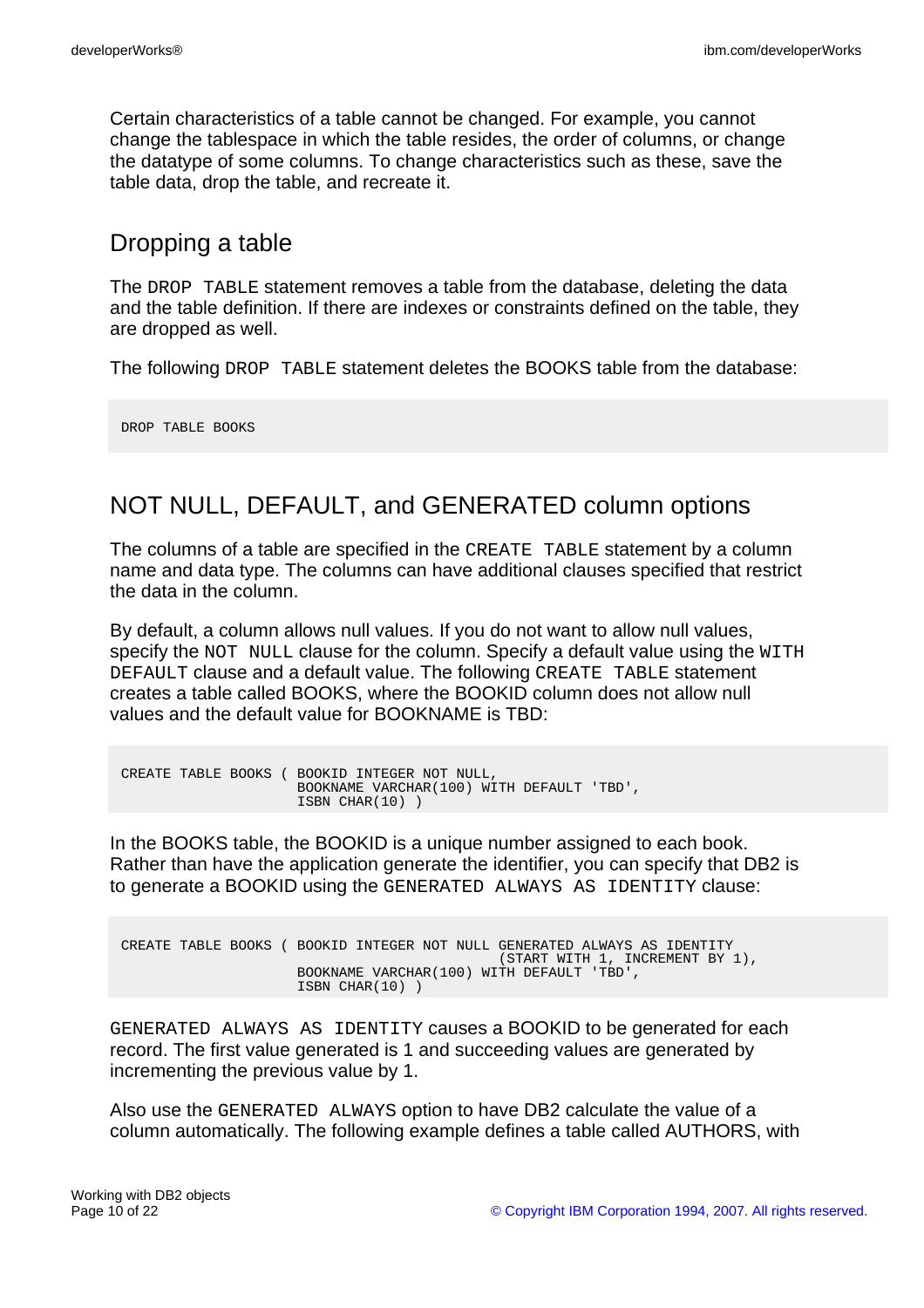Certain characteristics of a table cannot be changed. For example, you cannot change the tablespace in which the table resides, the order of columns, or change the datatype of some columns. To change characteristics such as these, save the table data, drop the table, and recreate it.

## Dropping a table

The `DROP TABLE` statement removes a table from the database, deleting the data and the table definition. If there are indexes or constraints defined on the table, they are dropped as well.

The following `DROP TABLE` statement deletes the BOOKS table from the database:

```
DROP TABLE BOOKS
```

## NOT NULL, DEFAULT, and GENERATED column options

The columns of a table are specified in the `CREATE TABLE` statement by a column name and data type. The columns can have additional clauses specified that restrict the data in the column.

By default, a column allows null values. If you do not want to allow null values, specify the `NOT NULL` clause for the column. Specify a default value using the `WITH DEFAULT` clause and a default value. The following `CREATE TABLE` statement creates a table called BOOKS, where the BOOKID column does not allow null values and the default value for BOOKNAME is TBD:

```
CREATE TABLE BOOKS ( BOOKID INTEGER NOT NULL,
                     BOOKNAME VARCHAR(100) WITH DEFAULT 'TBD',
                     ISBN CHAR(10) )
```

In the BOOKS table, the BOOKID is a unique number assigned to each book. Rather than have the application generate the identifier, you can specify that DB2 is to generate a BOOKID using the `GENERATED ALWAYS AS IDENTITY` clause:

```
CREATE TABLE BOOKS ( BOOKID INTEGER NOT NULL GENERATED ALWAYS AS IDENTITY
                                    (START WITH 1, INCREMENT BY 1),
                     BOOKNAME VARCHAR(100) WITH DEFAULT 'TBD',
                     ISBN CHAR(10) )
```

`GENERATED ALWAYS AS IDENTITY` causes a BOOKID to be generated for each record. The first value generated is 1 and succeeding values are generated by incrementing the previous value by 1.

Also use the `GENERATED ALWAYS` option to have DB2 calculate the value of a column automatically. The following example defines a table called AUTHORS, with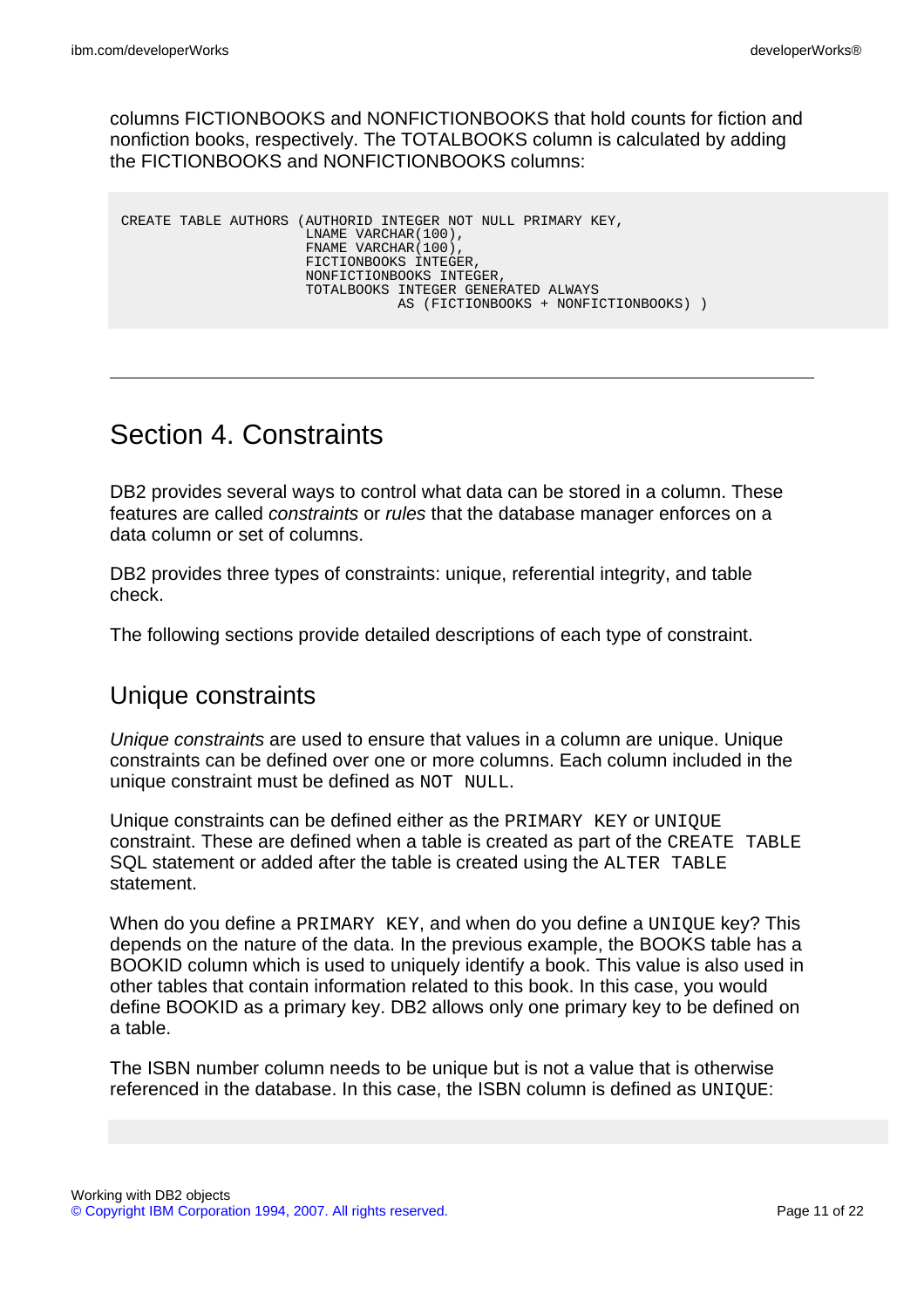columns FICTIONBOOKS and NONFICTIONBOOKS that hold counts for fiction and nonfiction books, respectively. The TOTALBOOKS column is calculated by adding the FICTIONBOOKS and NONFICTIONBOOKS columns:

```
CREATE TABLE AUTHORS (AUTHORID INTEGER NOT NULL PRIMARY KEY,
                      LNAME VARCHAR(100),
                      FNAME VARCHAR(100),
                      FICTIONBOOKS INTEGER,
                      NONFICTIONBOOKS INTEGER,
                      TOTALBOOKS INTEGER GENERATED ALWAYS
                                 AS (FICTIONBOOKS + NONFICTIONBOOKS) )
```

---

# Section 4. Constraints

DB2 provides several ways to control what data can be stored in a column. These features are called *constraints* or *rules* that the database manager enforces on a data column or set of columns.

DB2 provides three types of constraints: unique, referential integrity, and table check.

The following sections provide detailed descriptions of each type of constraint.

## Unique constraints

*Unique constraints* are used to ensure that values in a column are unique. Unique constraints can be defined over one or more columns. Each column included in the unique constraint must be defined as `NOT NULL`.

Unique constraints can be defined either as the `PRIMARY KEY` or `UNIQUE` constraint. These are defined when a table is created as part of the `CREATE TABLE` SQL statement or added after the table is created using the `ALTER TABLE` statement.

When do you define a `PRIMARY KEY`, and when do you define a `UNIQUE` key? This depends on the nature of the data. In the previous example, the BOOKS table has a BOOKID column which is used to uniquely identify a book. This value is also used in other tables that contain information related to this book. In this case, you would define BOOKID as a primary key. DB2 allows only one primary key to be defined on a table.

The ISBN number column needs to be unique but is not a value that is otherwise referenced in the database. In this case, the ISBN column is defined as `UNIQUE`: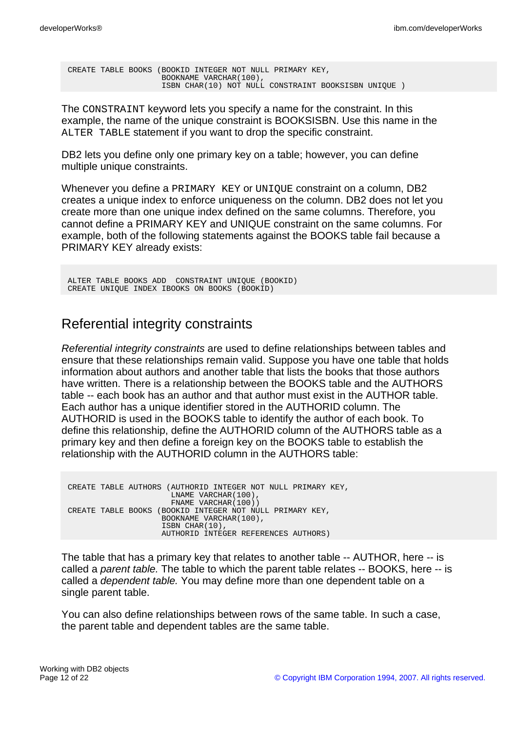```
CREATE TABLE BOOKS (BOOKID INTEGER NOT NULL PRIMARY KEY,
                    BOOKNAME VARCHAR(100),
                    ISBN CHAR(10) NOT NULL CONSTRAINT BOOKSISBN UNIQUE )
```

The `CONSTRAINT` keyword lets you specify a name for the constraint. In this example, the name of the unique constraint is BOOKSISBN. Use this name in the `ALTER TABLE` statement if you want to drop the specific constraint.

DB2 lets you define only one primary key on a table; however, you can define multiple unique constraints.

Whenever you define a `PRIMARY KEY` or `UNIQUE` constraint on a column, DB2 creates a unique index to enforce uniqueness on the column. DB2 does not let you create more than one unique index defined on the same columns. Therefore, you cannot define a PRIMARY KEY and UNIQUE constraint on the same columns. For example, both of the following statements against the BOOKS table fail because a PRIMARY KEY already exists:

```
ALTER TABLE BOOKS ADD  CONSTRAINT UNIQUE (BOOKID)
CREATE UNIQUE INDEX IBOOKS ON BOOKS (BOOKID)
```

## Referential integrity constraints

*Referential integrity constraints* are used to define relationships between tables and ensure that these relationships remain valid. Suppose you have one table that holds information about authors and another table that lists the books that those authors have written. There is a relationship between the BOOKS table and the AUTHORS table -- each book has an author and that author must exist in the AUTHOR table. Each author has a unique identifier stored in the AUTHORID column. The AUTHORID is used in the BOOKS table to identify the author of each book. To define this relationship, define the AUTHORID column of the AUTHORS table as a primary key and then define a foreign key on the BOOKS table to establish the relationship with the AUTHORID column in the AUTHORS table:

```
CREATE TABLE AUTHORS (AUTHORID INTEGER NOT NULL PRIMARY KEY,
                      LNAME VARCHAR(100),
                      FNAME VARCHAR(100))
CREATE TABLE BOOKS (BOOKID INTEGER NOT NULL PRIMARY KEY,
                    BOOKNAME VARCHAR(100),
                    ISBN CHAR(10),
                    AUTHORID INTEGER REFERENCES AUTHORS)
```

The table that has a primary key that relates to another table -- AUTHOR, here -- is called a *parent table.* The table to which the parent table relates -- BOOKS, here -- is called a *dependent table.* You may define more than one dependent table on a single parent table.

You can also define relationships between rows of the same table. In such a case, the parent table and dependent tables are the same table.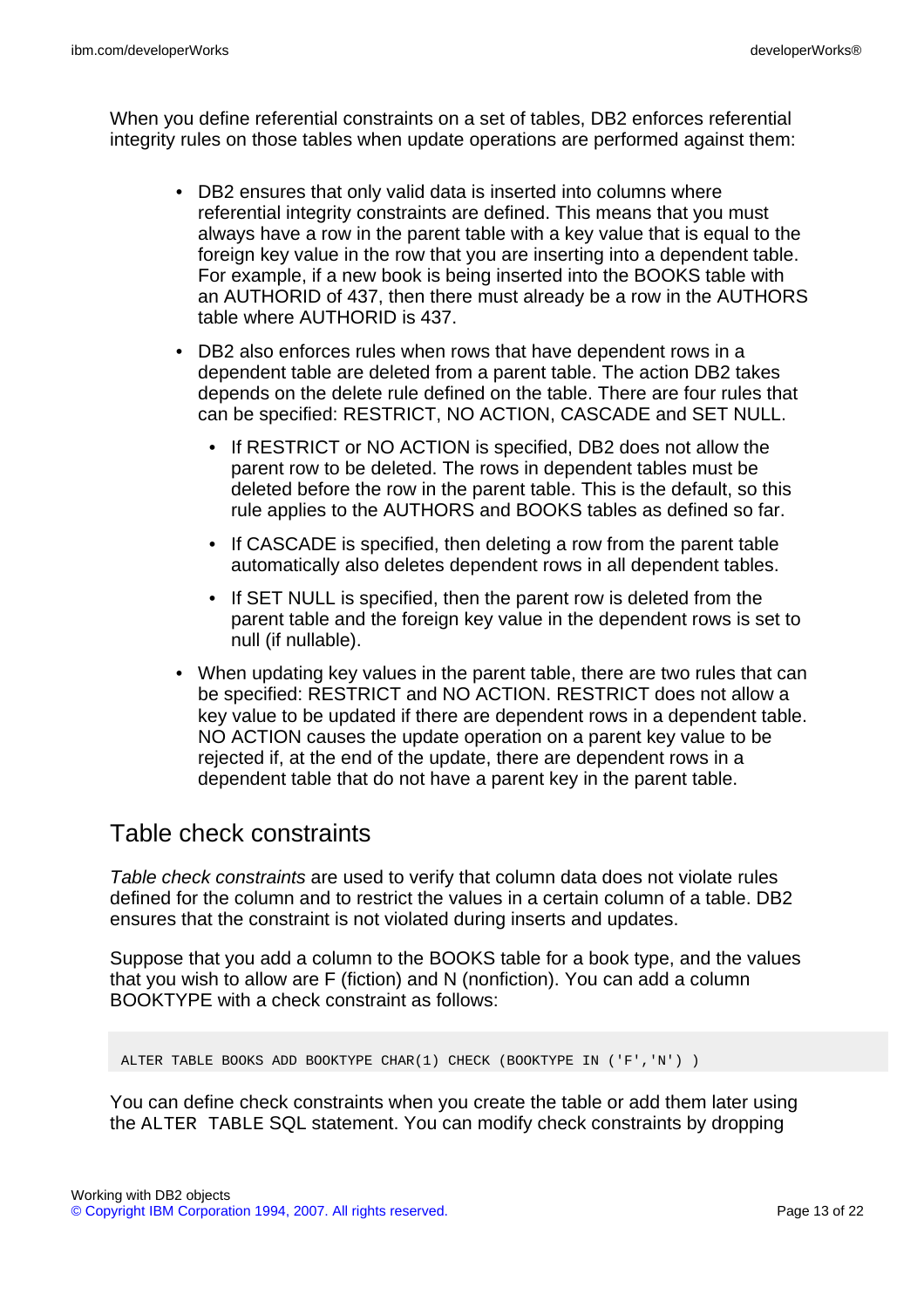When you define referential constraints on a set of tables, DB2 enforces referential integrity rules on those tables when update operations are performed against them:

- DB2 ensures that only valid data is inserted into columns where referential integrity constraints are defined. This means that you must always have a row in the parent table with a key value that is equal to the foreign key value in the row that you are inserting into a dependent table. For example, if a new book is being inserted into the BOOKS table with an AUTHORID of 437, then there must already be a row in the AUTHORS table where AUTHORID is 437.
- DB2 also enforces rules when rows that have dependent rows in a dependent table are deleted from a parent table. The action DB2 takes depends on the delete rule defined on the table. There are four rules that can be specified: RESTRICT, NO ACTION, CASCADE and SET NULL.
  - If RESTRICT or NO ACTION is specified, DB2 does not allow the parent row to be deleted. The rows in dependent tables must be deleted before the row in the parent table. This is the default, so this rule applies to the AUTHORS and BOOKS tables as defined so far.
  - If CASCADE is specified, then deleting a row from the parent table automatically also deletes dependent rows in all dependent tables.
  - If SET NULL is specified, then the parent row is deleted from the parent table and the foreign key value in the dependent rows is set to null (if nullable).
- When updating key values in the parent table, there are two rules that can be specified: RESTRICT and NO ACTION. RESTRICT does not allow a key value to be updated if there are dependent rows in a dependent table. NO ACTION causes the update operation on a parent key value to be rejected if, at the end of the update, there are dependent rows in a dependent table that do not have a parent key in the parent table.

## Table check constraints

*Table check constraints* are used to verify that column data does not violate rules defined for the column and to restrict the values in a certain column of a table. DB2 ensures that the constraint is not violated during inserts and updates.

Suppose that you add a column to the BOOKS table for a book type, and the values that you wish to allow are F (fiction) and N (nonfiction). You can add a column BOOKTYPE with a check constraint as follows:

```
ALTER TABLE BOOKS ADD BOOKTYPE CHAR(1) CHECK (BOOKTYPE IN ('F','N') )
```

You can define check constraints when you create the table or add them later using the `ALTER TABLE` SQL statement. You can modify check constraints by dropping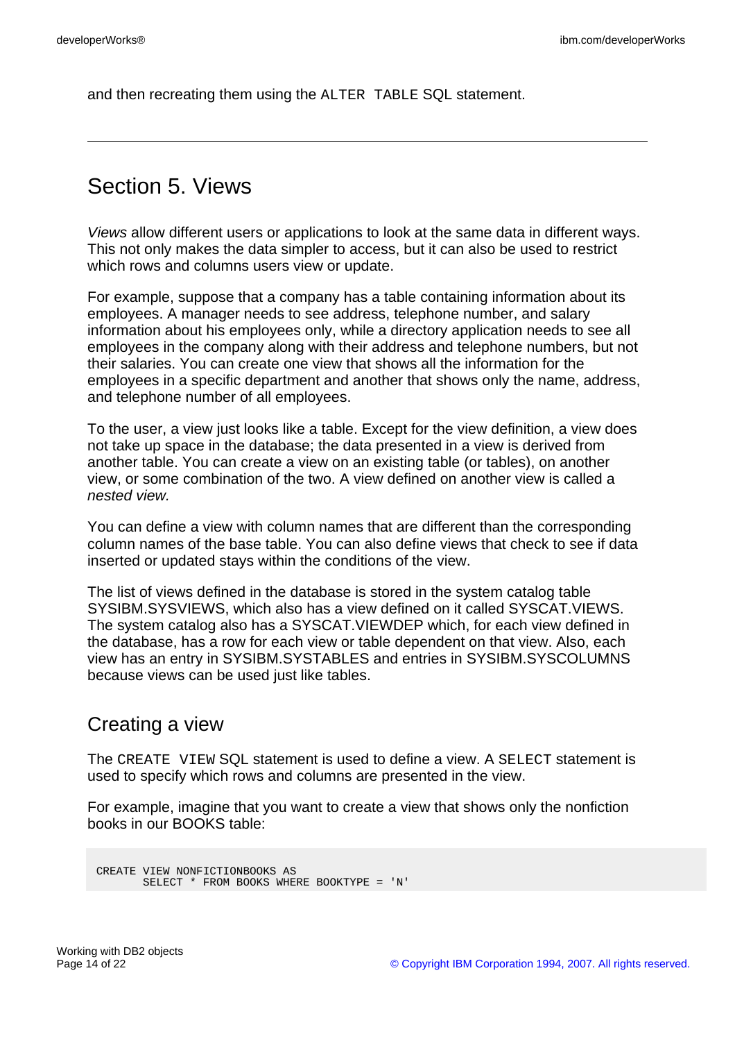and then recreating them using the `ALTER TABLE` SQL statement.

---

# Section 5. Views

*Views* allow different users or applications to look at the same data in different ways. This not only makes the data simpler to access, but it can also be used to restrict which rows and columns users view or update.

For example, suppose that a company has a table containing information about its employees. A manager needs to see address, telephone number, and salary information about his employees only, while a directory application needs to see all employees in the company along with their address and telephone numbers, but not their salaries. You can create one view that shows all the information for the employees in a specific department and another that shows only the name, address, and telephone number of all employees.

To the user, a view just looks like a table. Except for the view definition, a view does not take up space in the database; the data presented in a view is derived from another table. You can create a view on an existing table (or tables), on another view, or some combination of the two. A view defined on another view is called a *nested view.*

You can define a view with column names that are different than the corresponding column names of the base table. You can also define views that check to see if data inserted or updated stays within the conditions of the view.

The list of views defined in the database is stored in the system catalog table SYSIBM.SYSVIEWS, which also has a view defined on it called SYSCAT.VIEWS. The system catalog also has a SYSCAT.VIEWDEP which, for each view defined in the database, has a row for each view or table dependent on that view. Also, each view has an entry in SYSIBM.SYSTABLES and entries in SYSIBM.SYSCOLUMNS because views can be used just like tables.

## Creating a view

The `CREATE VIEW` SQL statement is used to define a view. A `SELECT` statement is used to specify which rows and columns are presented in the view.

For example, imagine that you want to create a view that shows only the nonfiction books in our BOOKS table:

```
CREATE VIEW NONFICTIONBOOKS AS
       SELECT * FROM BOOKS WHERE BOOKTYPE = 'N'
```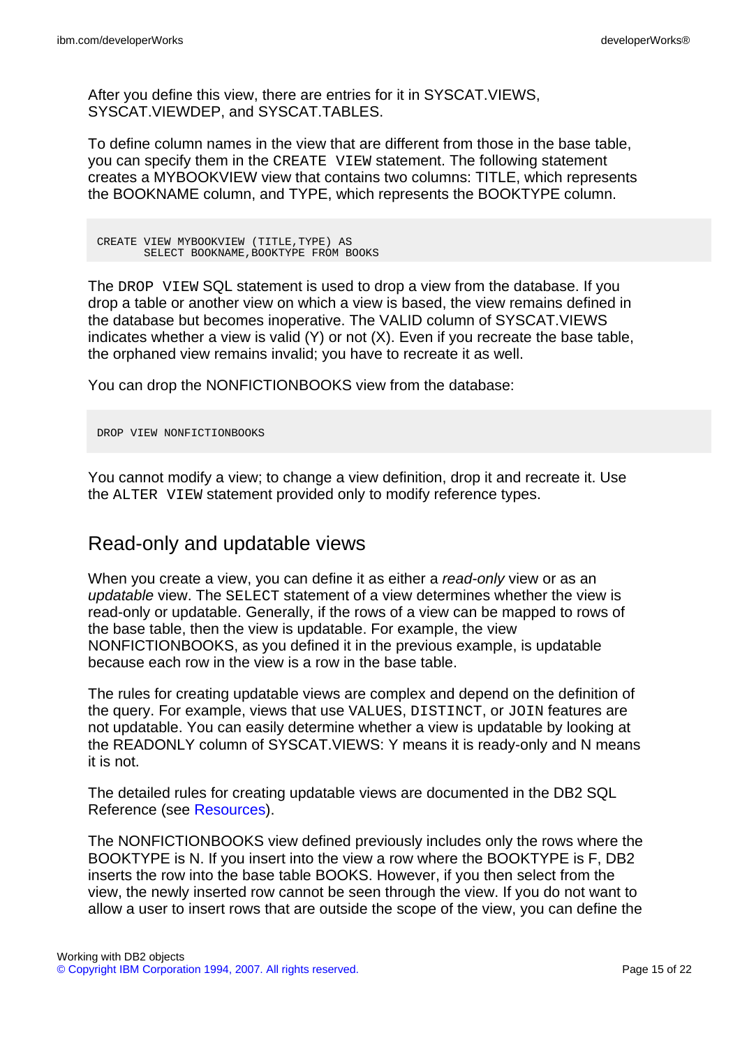After you define this view, there are entries for it in SYSCAT.VIEWS, SYSCAT.VIEWDEP, and SYSCAT.TABLES.

To define column names in the view that are different from those in the base table, you can specify them in the `CREATE VIEW` statement. The following statement creates a MYBOOKVIEW view that contains two columns: TITLE, which represents the BOOKNAME column, and TYPE, which represents the BOOKTYPE column.

```
CREATE VIEW MYBOOKVIEW (TITLE,TYPE) AS
       SELECT BOOKNAME,BOOKTYPE FROM BOOKS
```

The `DROP VIEW` SQL statement is used to drop a view from the database. If you drop a table or another view on which a view is based, the view remains defined in the database but becomes inoperative. The VALID column of SYSCAT.VIEWS indicates whether a view is valid (Y) or not (X). Even if you recreate the base table, the orphaned view remains invalid; you have to recreate it as well.

You can drop the NONFICTIONBOOKS view from the database:

```
DROP VIEW NONFICTIONBOOKS
```

You cannot modify a view; to change a view definition, drop it and recreate it. Use the `ALTER VIEW` statement provided only to modify reference types.

## Read-only and updatable views

When you create a view, you can define it as either a *read-only* view or as an *updatable* view. The `SELECT` statement of a view determines whether the view is read-only or updatable. Generally, if the rows of a view can be mapped to rows of the base table, then the view is updatable. For example, the view NONFICTIONBOOKS, as you defined it in the previous example, is updatable because each row in the view is a row in the base table.

The rules for creating updatable views are complex and depend on the definition of the query. For example, views that use `VALUES`, `DISTINCT`, or `JOIN` features are not updatable. You can easily determine whether a view is updatable by looking at the READONLY column of SYSCAT.VIEWS: Y means it is ready-only and N means it is not.

The detailed rules for creating updatable views are documented in the DB2 SQL Reference (see Resources).

The NONFICTIONBOOKS view defined previously includes only the rows where the BOOKTYPE is N. If you insert into the view a row where the BOOKTYPE is F, DB2 inserts the row into the base table BOOKS. However, if you then select from the view, the newly inserted row cannot be seen through the view. If you do not want to allow a user to insert rows that are outside the scope of the view, you can define the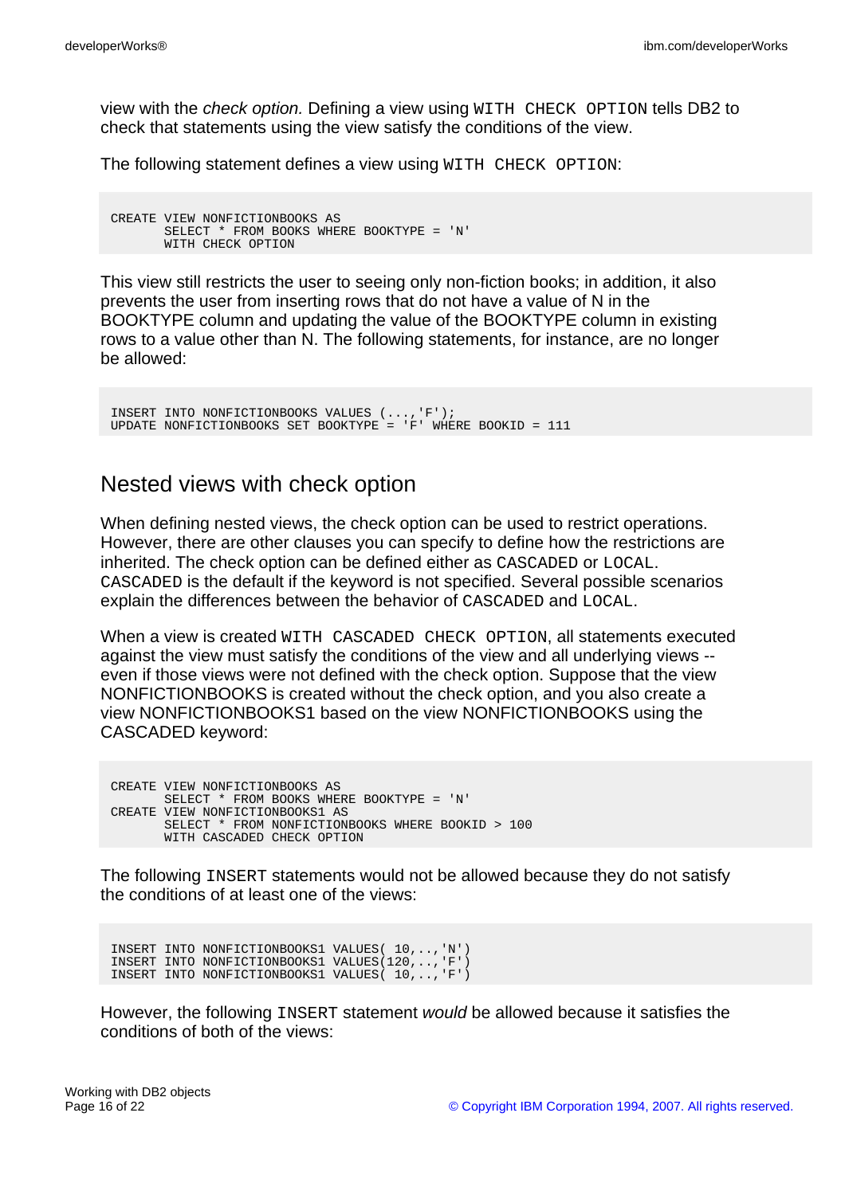view with the *check option.* Defining a view using `WITH CHECK OPTION` tells DB2 to check that statements using the view satisfy the conditions of the view.

The following statement defines a view using `WITH CHECK OPTION`:

```
CREATE VIEW NONFICTIONBOOKS AS
       SELECT * FROM BOOKS WHERE BOOKTYPE = 'N'
       WITH CHECK OPTION
```

This view still restricts the user to seeing only non-fiction books; in addition, it also prevents the user from inserting rows that do not have a value of N in the BOOKTYPE column and updating the value of the BOOKTYPE column in existing rows to a value other than N. The following statements, for instance, are no longer be allowed:

```
INSERT INTO NONFICTIONBOOKS VALUES (...,'F');
UPDATE NONFICTIONBOOKS SET BOOKTYPE = 'F' WHERE BOOKID = 111
```

## Nested views with check option

When defining nested views, the check option can be used to restrict operations. However, there are other clauses you can specify to define how the restrictions are inherited. The check option can be defined either as `CASCADED` or `LOCAL`. `CASCADED` is the default if the keyword is not specified. Several possible scenarios explain the differences between the behavior of `CASCADED` and `LOCAL`.

When a view is created `WITH CASCADED CHECK OPTION`, all statements executed against the view must satisfy the conditions of the view and all underlying views -- even if those views were not defined with the check option. Suppose that the view NONFICTIONBOOKS is created without the check option, and you also create a view NONFICTIONBOOKS1 based on the view NONFICTIONBOOKS using the CASCADED keyword:

```
CREATE VIEW NONFICTIONBOOKS AS
       SELECT * FROM BOOKS WHERE BOOKTYPE = 'N'
CREATE VIEW NONFICTIONBOOKS1 AS
       SELECT * FROM NONFICTIONBOOKS WHERE BOOKID > 100
       WITH CASCADED CHECK OPTION
```

The following `INSERT` statements would not be allowed because they do not satisfy the conditions of at least one of the views:

```
INSERT INTO NONFICTIONBOOKS1 VALUES( 10,..,'N')
INSERT INTO NONFICTIONBOOKS1 VALUES(120,..,'F')
INSERT INTO NONFICTIONBOOKS1 VALUES( 10,..,'F')
```

However, the following `INSERT` statement *would* be allowed because it satisfies the conditions of both of the views: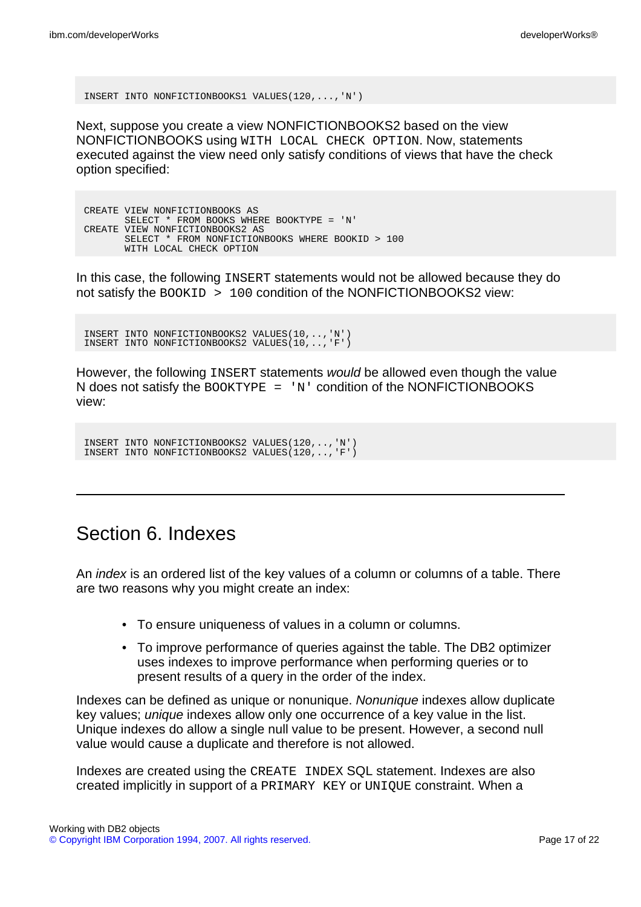```
INSERT INTO NONFICTIONBOOKS1 VALUES(120,...,'N')
```

Next, suppose you create a view NONFICTIONBOOKS2 based on the view NONFICTIONBOOKS using `WITH LOCAL CHECK OPTION`. Now, statements executed against the view need only satisfy conditions of views that have the check option specified:

```
CREATE VIEW NONFICTIONBOOKS AS
       SELECT * FROM BOOKS WHERE BOOKTYPE = 'N'
CREATE VIEW NONFICTIONBOOKS2 AS
       SELECT * FROM NONFICTIONBOOKS WHERE BOOKID > 100
       WITH LOCAL CHECK OPTION
```

In this case, the following `INSERT` statements would not be allowed because they do not satisfy the `BOOKID > 100` condition of the NONFICTIONBOOKS2 view:

```
INSERT INTO NONFICTIONBOOKS2 VALUES(10,..,'N')
INSERT INTO NONFICTIONBOOKS2 VALUES(10,..,'F')
```

However, the following `INSERT` statements *would* be allowed even though the value N does not satisfy the `BOOKTYPE = 'N'` condition of the NONFICTIONBOOKS view:

```
INSERT INTO NONFICTIONBOOKS2 VALUES(120,..,'N')
INSERT INTO NONFICTIONBOOKS2 VALUES(120,..,'F')
```

---

# Section 6. Indexes

An *index* is an ordered list of the key values of a column or columns of a table. There are two reasons why you might create an index:

- To ensure uniqueness of values in a column or columns.
- To improve performance of queries against the table. The DB2 optimizer uses indexes to improve performance when performing queries or to present results of a query in the order of the index.

Indexes can be defined as unique or nonunique. *Nonunique* indexes allow duplicate key values; *unique* indexes allow only one occurrence of a key value in the list. Unique indexes do allow a single null value to be present. However, a second null value would cause a duplicate and therefore is not allowed.

Indexes are created using the `CREATE INDEX` SQL statement. Indexes are also created implicitly in support of a `PRIMARY KEY` or `UNIQUE` constraint. When a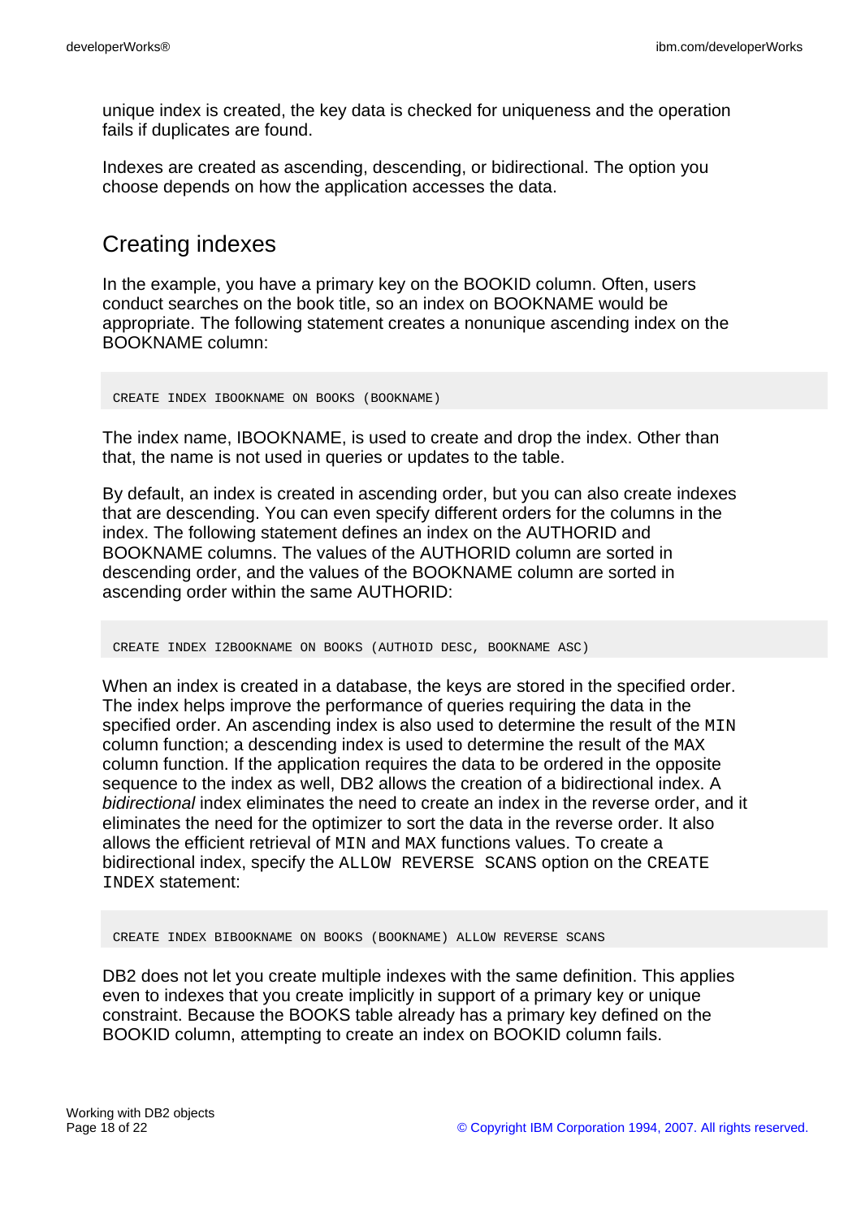unique index is created, the key data is checked for uniqueness and the operation fails if duplicates are found.

Indexes are created as ascending, descending, or bidirectional. The option you choose depends on how the application accesses the data.

## Creating indexes

In the example, you have a primary key on the BOOKID column. Often, users conduct searches on the book title, so an index on BOOKNAME would be appropriate. The following statement creates a nonunique ascending index on the BOOKNAME column:

```
CREATE INDEX IBOOKNAME ON BOOKS (BOOKNAME)
```

The index name, IBOOKNAME, is used to create and drop the index. Other than that, the name is not used in queries or updates to the table.

By default, an index is created in ascending order, but you can also create indexes that are descending. You can even specify different orders for the columns in the index. The following statement defines an index on the AUTHORID and BOOKNAME columns. The values of the AUTHORID column are sorted in descending order, and the values of the BOOKNAME column are sorted in ascending order within the same AUTHORID:

```
CREATE INDEX I2BOOKNAME ON BOOKS (AUTHOID DESC, BOOKNAME ASC)
```

When an index is created in a database, the keys are stored in the specified order. The index helps improve the performance of queries requiring the data in the specified order. An ascending index is also used to determine the result of the `MIN` column function; a descending index is used to determine the result of the `MAX` column function. If the application requires the data to be ordered in the opposite sequence to the index as well, DB2 allows the creation of a bidirectional index. A *bidirectional* index eliminates the need to create an index in the reverse order, and it eliminates the need for the optimizer to sort the data in the reverse order. It also allows the efficient retrieval of `MIN` and `MAX` functions values. To create a bidirectional index, specify the `ALLOW REVERSE SCANS` option on the `CREATE INDEX` statement:

```
CREATE INDEX BIBOOKNAME ON BOOKS (BOOKNAME) ALLOW REVERSE SCANS
```

DB2 does not let you create multiple indexes with the same definition. This applies even to indexes that you create implicitly in support of a primary key or unique constraint. Because the BOOKS table already has a primary key defined on the BOOKID column, attempting to create an index on BOOKID column fails.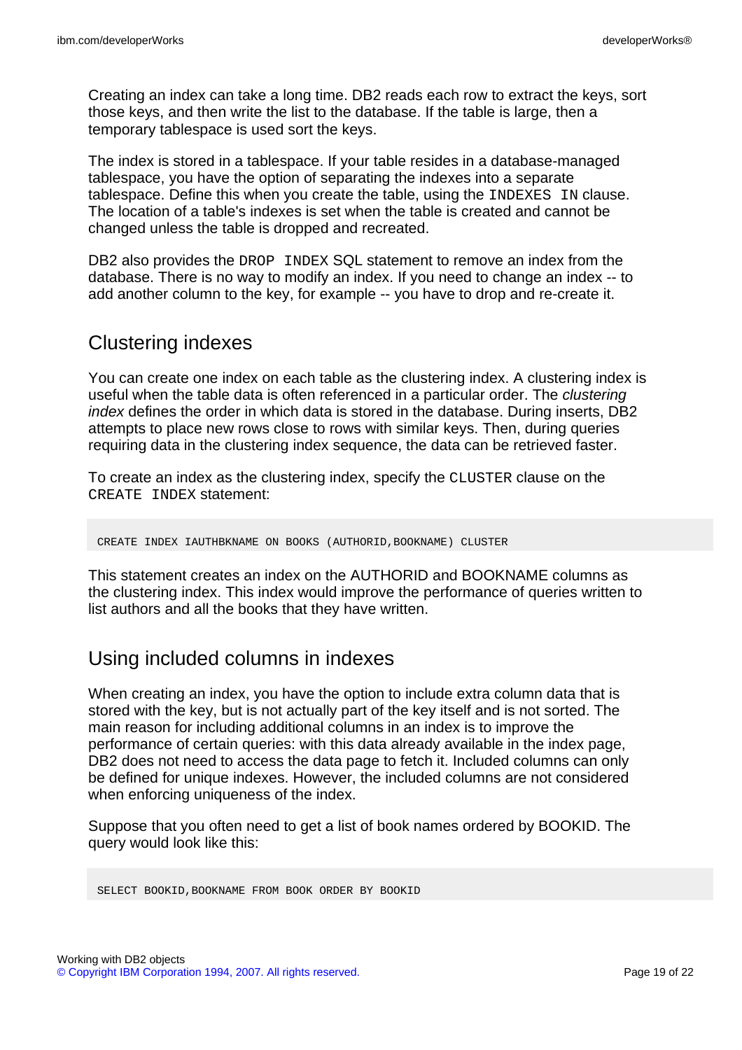Creating an index can take a long time. DB2 reads each row to extract the keys, sort those keys, and then write the list to the database. If the table is large, then a temporary tablespace is used sort the keys.

The index is stored in a tablespace. If your table resides in a database-managed tablespace, you have the option of separating the indexes into a separate tablespace. Define this when you create the table, using the `INDEXES IN` clause. The location of a table's indexes is set when the table is created and cannot be changed unless the table is dropped and recreated.

DB2 also provides the `DROP INDEX` SQL statement to remove an index from the database. There is no way to modify an index. If you need to change an index -- to add another column to the key, for example -- you have to drop and re-create it.

## Clustering indexes

You can create one index on each table as the clustering index. A clustering index is useful when the table data is often referenced in a particular order. The *clustering index* defines the order in which data is stored in the database. During inserts, DB2 attempts to place new rows close to rows with similar keys. Then, during queries requiring data in the clustering index sequence, the data can be retrieved faster.

To create an index as the clustering index, specify the `CLUSTER` clause on the `CREATE INDEX` statement:

```
CREATE INDEX IAUTHBKNAME ON BOOKS (AUTHORID,BOOKNAME) CLUSTER
```

This statement creates an index on the AUTHORID and BOOKNAME columns as the clustering index. This index would improve the performance of queries written to list authors and all the books that they have written.

## Using included columns in indexes

When creating an index, you have the option to include extra column data that is stored with the key, but is not actually part of the key itself and is not sorted. The main reason for including additional columns in an index is to improve the performance of certain queries: with this data already available in the index page, DB2 does not need to access the data page to fetch it. Included columns can only be defined for unique indexes. However, the included columns are not considered when enforcing uniqueness of the index.

Suppose that you often need to get a list of book names ordered by BOOKID. The query would look like this:

```
SELECT BOOKID,BOOKNAME FROM BOOK ORDER BY BOOKID
```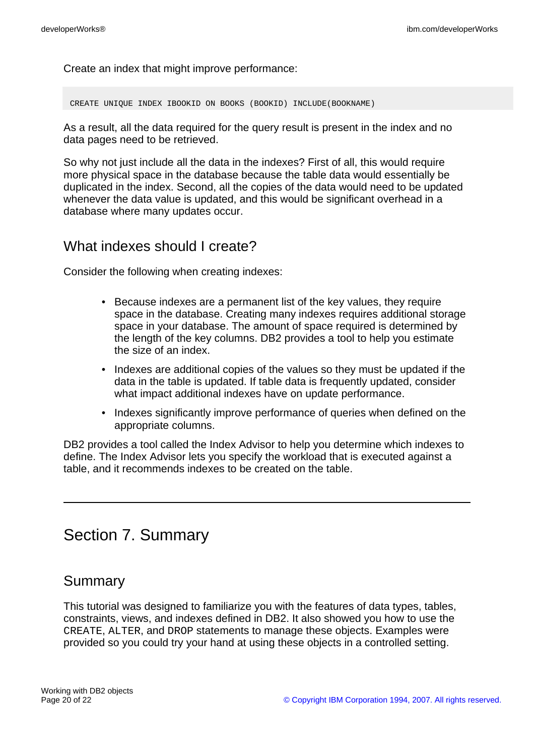Create an index that might improve performance:

```
CREATE UNIQUE INDEX IBOOKID ON BOOKS (BOOKID) INCLUDE(BOOKNAME)
```

As a result, all the data required for the query result is present in the index and no data pages need to be retrieved.

So why not just include all the data in the indexes? First of all, this would require more physical space in the database because the table data would essentially be duplicated in the index. Second, all the copies of the data would need to be updated whenever the data value is updated, and this would be significant overhead in a database where many updates occur.

## What indexes should I create?

Consider the following when creating indexes:

- Because indexes are a permanent list of the key values, they require space in the database. Creating many indexes requires additional storage space in your database. The amount of space required is determined by the length of the key columns. DB2 provides a tool to help you estimate the size of an index.
- Indexes are additional copies of the values so they must be updated if the data in the table is updated. If table data is frequently updated, consider what impact additional indexes have on update performance.
- Indexes significantly improve performance of queries when defined on the appropriate columns.

DB2 provides a tool called the Index Advisor to help you determine which indexes to define. The Index Advisor lets you specify the workload that is executed against a table, and it recommends indexes to be created on the table.

---

# Section 7. Summary

## Summary

This tutorial was designed to familiarize you with the features of data types, tables, constraints, views, and indexes defined in DB2. It also showed you how to use the `CREATE`, `ALTER`, and `DROP` statements to manage these objects. Examples were provided so you could try your hand at using these objects in a controlled setting.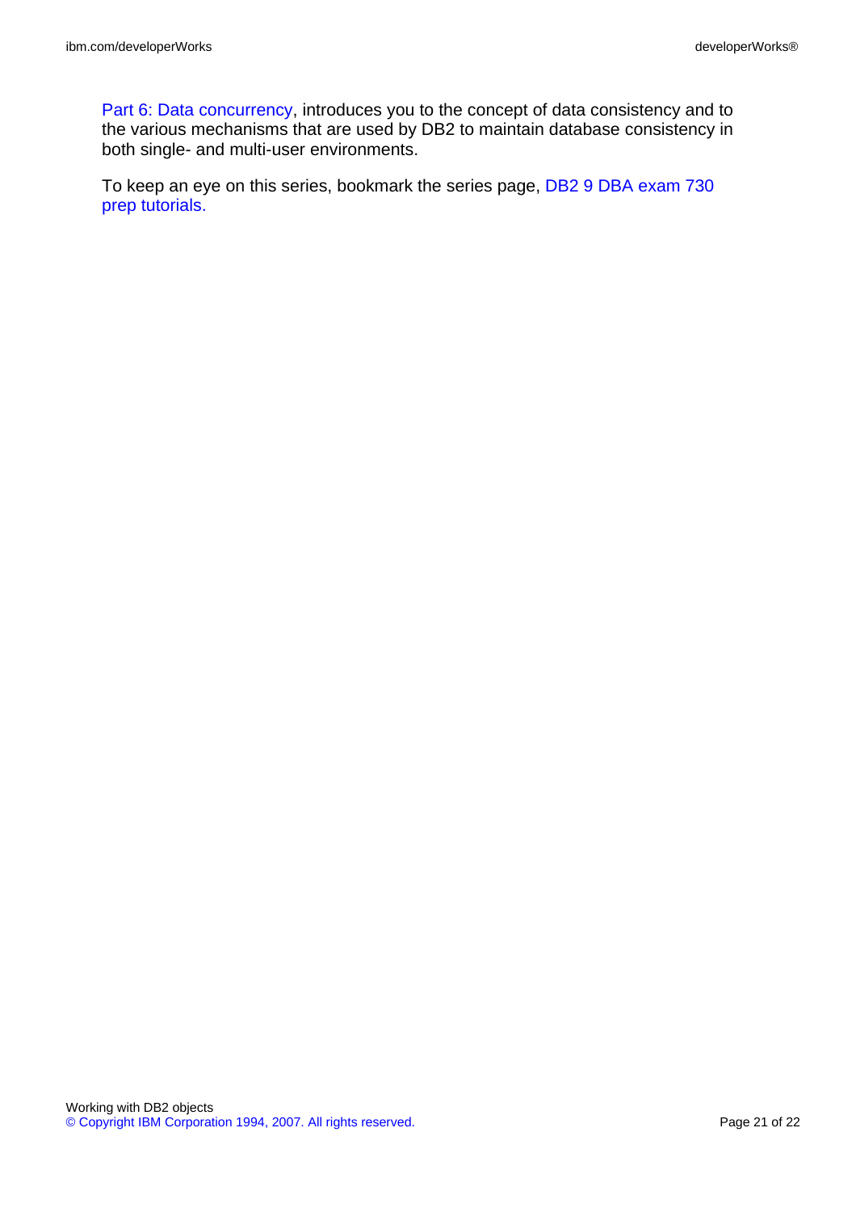Part 6: Data concurrency, introduces you to the concept of data consistency and to the various mechanisms that are used by DB2 to maintain database consistency in both single- and multi-user environments.

To keep an eye on this series, bookmark the series page, DB2 9 DBA exam 730 prep tutorials.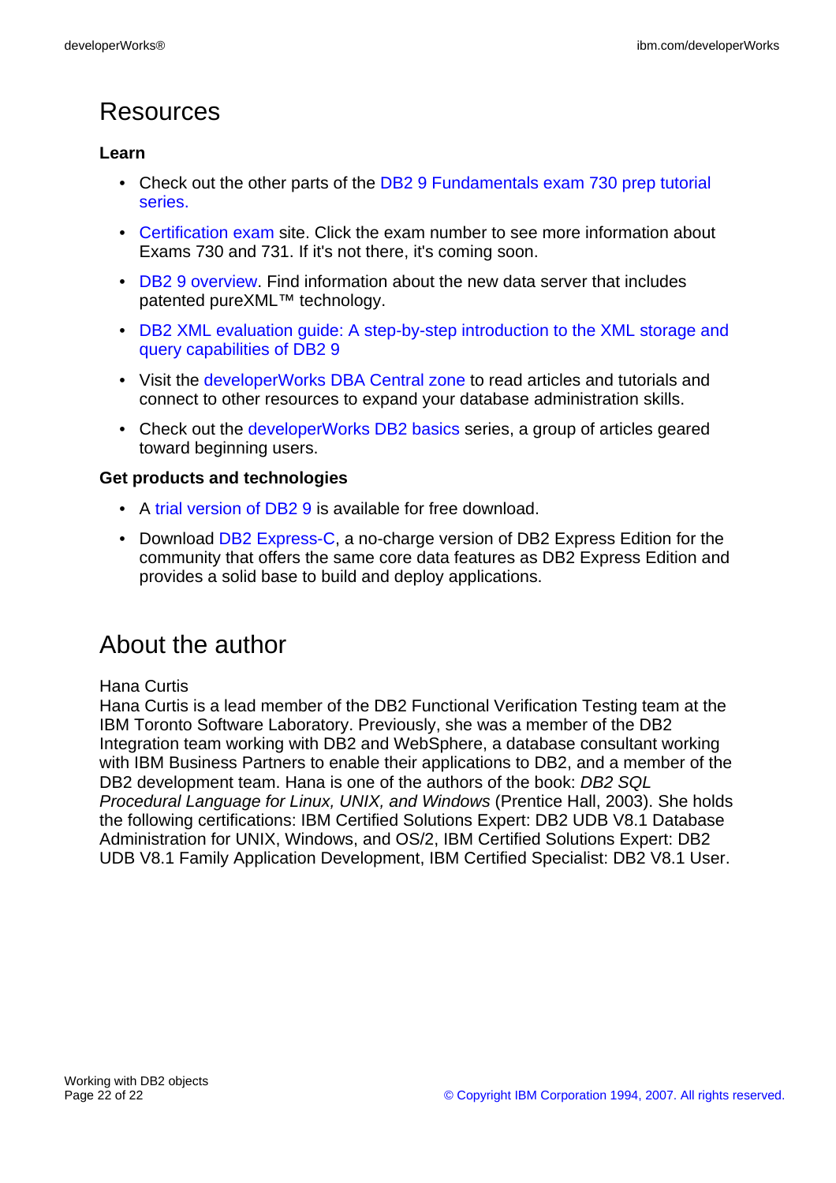## Resources

### Learn

- Check out the other parts of the DB2 9 Fundamentals exam 730 prep tutorial series.
- Certification exam site. Click the exam number to see more information about Exams 730 and 731. If it's not there, it's coming soon.
- DB2 9 overview. Find information about the new data server that includes patented pureXML™ technology.
- DB2 XML evaluation guide: A step-by-step introduction to the XML storage and query capabilities of DB2 9
- Visit the developerWorks DBA Central zone to read articles and tutorials and connect to other resources to expand your database administration skills.
- Check out the developerWorks DB2 basics series, a group of articles geared toward beginning users.

### Get products and technologies

- A trial version of DB2 9 is available for free download.
- Download DB2 Express-C, a no-charge version of DB2 Express Edition for the community that offers the same core data features as DB2 Express Edition and provides a solid base to build and deploy applications.

## About the author

Hana Curtis
Hana Curtis is a lead member of the DB2 Functional Verification Testing team at the IBM Toronto Software Laboratory. Previously, she was a member of the DB2 Integration team working with DB2 and WebSphere, a database consultant working with IBM Business Partners to enable their applications to DB2, and a member of the DB2 development team. Hana is one of the authors of the book: *DB2 SQL Procedural Language for Linux, UNIX, and Windows* (Prentice Hall, 2003). She holds the following certifications: IBM Certified Solutions Expert: DB2 UDB V8.1 Database Administration for UNIX, Windows, and OS/2, IBM Certified Solutions Expert: DB2 UDB V8.1 Family Application Development, IBM Certified Specialist: DB2 V8.1 User.